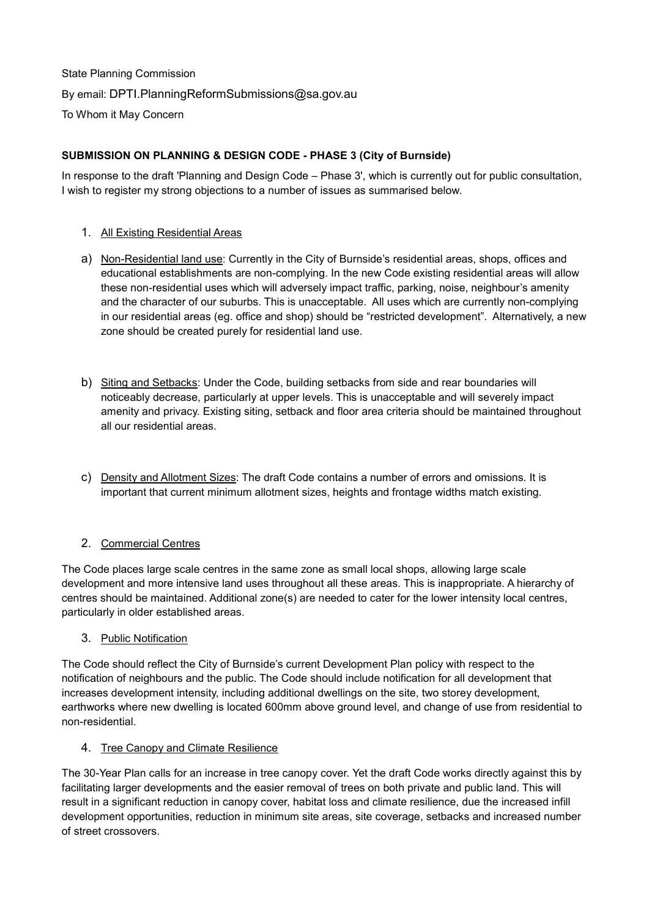State Planning Commission

By email: DPTI.PlanningReformSubmissions@sa.gov.au

To Whom it May Concern

**SUBMISSION ON PLANNING & DESIGN CODE - PHASE 3 (City of Burnside)**

In response to the draft 'Planning and Design Code – Phase 3', which is currently out for public consultation, I wish to register my strong objections to a number of issues as summarised below.

1. <u>All Existing Residential Areas</u>

a) <u>Non-Residential land use</u>: Currently in the City of Burnside's residential areas, shops, offices and educational establishments are non-complying. In the new Code existing residential areas will allow these non-residential uses which will adversely impact traffic, parking, noise, neighbour's amenity and the character of our suburbs. This is unacceptable. All uses which are currently non-complying in our residential areas (eg. office and shop) should be "restricted development". Alternatively, a new zone should be created purely for residential land use.

b) <u>Siting and Setbacks</u>: Under the Code, building setbacks from side and rear boundaries will noticeably decrease, particularly at upper levels. This is unacceptable and will severely impact amenity and privacy. Existing siting, setback and floor area criteria should be maintained throughout all our residential areas.

c) <u>Density and Allotment Sizes</u>: The draft Code contains a number of errors and omissions. It is important that current minimum allotment sizes, heights and frontage widths match existing.

2. <u>Commercial Centres</u>

The Code places large scale centres in the same zone as small local shops, allowing large scale development and more intensive land uses throughout all these areas. This is inappropriate. A hierarchy of centres should be maintained. Additional zone(s) are needed to cater for the lower intensity local centres, particularly in older established areas.

3. <u>Public Notification</u>

The Code should reflect the City of Burnside's current Development Plan policy with respect to the notification of neighbours and the public. The Code should include notification for all development that increases development intensity, including additional dwellings on the site, two storey development, earthworks where new dwelling is located 600mm above ground level, and change of use from residential to non-residential.

4. <u>Tree Canopy and Climate Resilience</u>

The 30-Year Plan calls for an increase in tree canopy cover. Yet the draft Code works directly against this by facilitating larger developments and the easier removal of trees on both private and public land. This will result in a significant reduction in canopy cover, habitat loss and climate resilience, due the increased infill development opportunities, reduction in minimum site areas, site coverage, setbacks and increased number of street crossovers.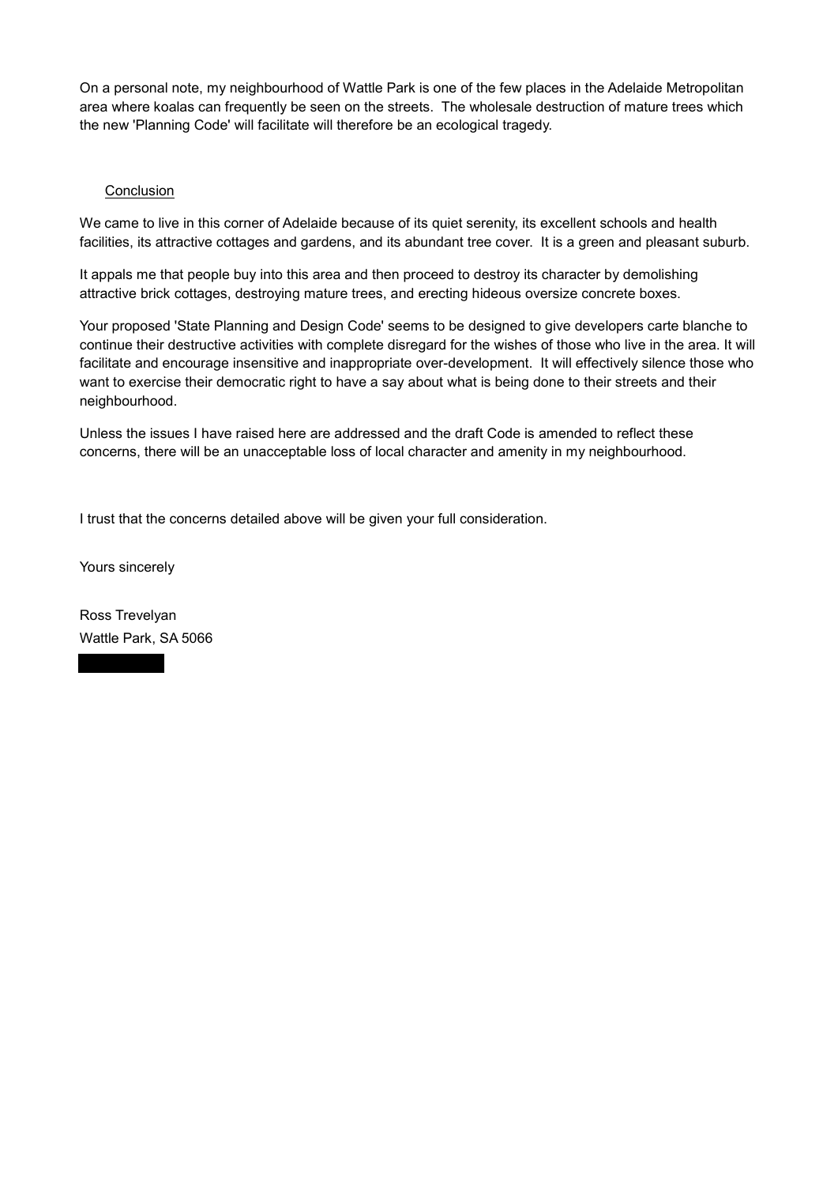On a personal note, my neighbourhood of Wattle Park is one of the few places in the Adelaide Metropolitan area where koalas can frequently be seen on the streets. The wholesale destruction of mature trees which the new 'Planning Code' will facilitate will therefore be an ecological tragedy.

## Conclusion

We came to live in this corner of Adelaide because of its quiet serenity, its excellent schools and health facilities, its attractive cottages and gardens, and its abundant tree cover. It is a green and pleasant suburb.

It appals me that people buy into this area and then proceed to destroy its character by demolishing attractive brick cottages, destroying mature trees, and erecting hideous oversize concrete boxes.

Your proposed 'State Planning and Design Code' seems to be designed to give developers carte blanche to continue their destructive activities with complete disregard for the wishes of those who live in the area. It will facilitate and encourage insensitive and inappropriate over-development. It will effectively silence those who want to exercise their democratic right to have a say about what is being done to their streets and their neighbourhood.

Unless the issues I have raised here are addressed and the draft Code is amended to reflect these concerns, there will be an unacceptable loss of local character and amenity in my neighbourhood.

I trust that the concerns detailed above will be given your full consideration.

Yours sincerely

Ross Trevelyan
Wattle Park, SA 5066